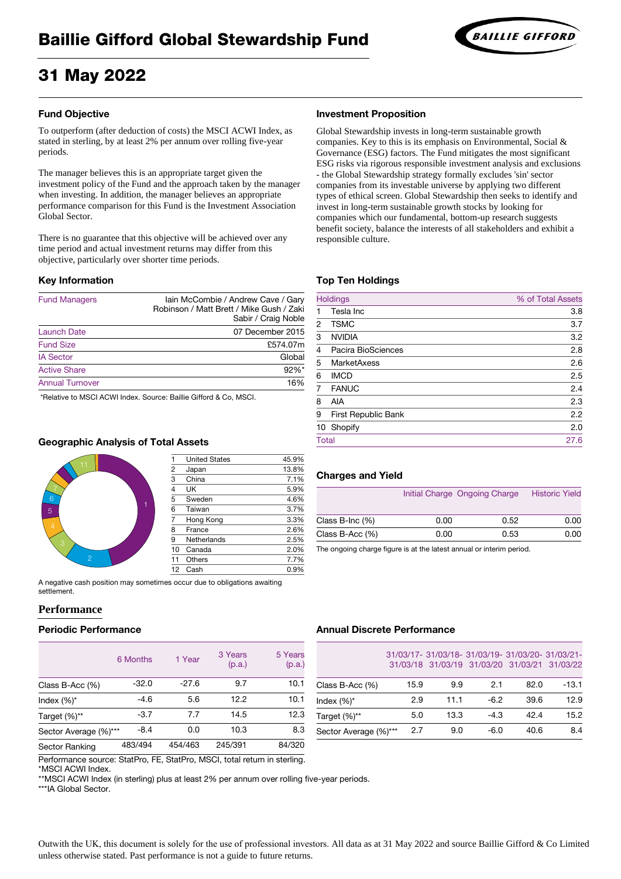# Baillie Gifford Global Stewardship Fund

# 31 May 2022

## Fund Objective

To outperform (after deduction of costs) the MSCI ACWI Index, as stated in sterling, by at least 2% per annum over rolling five-year periods.

The manager believes this is an appropriate target given the investment policy of the Fund and the approach taken by the manager when investing. In addition, the manager believes an appropriate performance comparison for this Fund is the Investment Association Global Sector.

There is no guarantee that this objective will be achieved over any time period and actual investment returns may differ from this objective, particularly over shorter time periods.

## Investment Proposition

Global Stewardship invests in long-term sustainable growth companies. Key to this is its emphasis on Environmental, Social & Governance (ESG) factors. The Fund mitigates the most significant ESG risks via rigorous responsible investment analysis and exclusions - the Global Stewardship strategy formally excludes 'sin' sector companies from its investable universe by applying two different types of ethical screen. Global Stewardship then seeks to identify and invest in long-term sustainable growth stocks by looking for companies which our fundamental, bottom-up research suggests benefit society, balance the interests of all stakeholders and exhibit a responsible culture.

## Key Information

| | |
|---|---|
| Fund Managers | Iain McCombie / Andrew Cave / Gary Robinson / Matt Brett / Mike Gush / Zaki Sabir / Craig Noble |
| Launch Date | 07 December 2015 |
| Fund Size | £574.07m |
| IA Sector | Global |
| Active Share | 92%* |
| Annual Turnover | 16% |

*Relative to MSCI ACWI Index. Source: Baillie Gifford & Co, MSCI.

## Top Ten Holdings

| Holdings | | % of Total Assets |
|---|---|---|
| 1 | Tesla Inc | 3.8 |
| 2 | TSMC | 3.7 |
| 3 | NVIDIA | 3.2 |
| 4 | Pacira BioSciences | 2.8 |
| 5 | MarketAxess | 2.6 |
| 6 | IMCD | 2.5 |
| 7 | FANUC | 2.4 |
| 8 | AIA | 2.3 |
| 9 | First Republic Bank | 2.2 |
| 10 | Shopify | 2.0 |
| Total | | 27.6 |

## Geographic Analysis of Total Assets

| | | |
|---|---|---|
| 1 | United States | 45.9% |
| 2 | Japan | 13.8% |
| 3 | China | 7.1% |
| 4 | UK | 5.9% |
| 5 | Sweden | 4.6% |
| 6 | Taiwan | 3.7% |
| 7 | Hong Kong | 3.3% |
| 8 | France | 2.6% |
| 9 | Netherlands | 2.5% |
| 10 | Canada | 2.0% |
| 11 | Others | 7.7% |
| 12 | Cash | 0.9% |

A negative cash position may sometimes occur due to obligations awaiting settlement.

## Charges and Yield

| | Initial Charge | Ongoing Charge | Historic Yield |
|---|---|---|---|
| Class B-Inc (%) | 0.00 | 0.52 | 0.00 |
| Class B-Acc (%) | 0.00 | 0.53 | 0.00 |

The ongoing charge figure is at the latest annual or interim period.

## Performance

### Periodic Performance

| | 6 Months | 1 Year | 3 Years (p.a.) | 5 Years (p.a.) |
|---|---|---|---|---|
| Class B-Acc (%) | -32.0 | -27.6 | 9.7 | 10.1 |
| Index (%)* | -4.6 | 5.6 | 12.2 | 10.1 |
| Target (%)** | -3.7 | 7.7 | 14.5 | 12.3 |
| Sector Average (%)*** | -8.4 | 0.0 | 10.3 | 8.3 |
| Sector Ranking | 483/494 | 454/463 | 245/391 | 84/320 |

### Annual Discrete Performance

| | 31/03/17-31/03/18 | 31/03/18-31/03/19 | 31/03/19-31/03/20 | 31/03/20-31/03/21 | 31/03/21-31/03/22 |
|---|---|---|---|---|---|
| Class B-Acc (%) | 15.9 | 9.9 | 2.1 | 82.0 | -13.1 |
| Index (%)* | 2.9 | 11.1 | -6.2 | 39.6 | 12.9 |
| Target (%)** | 5.0 | 13.3 | -4.3 | 42.4 | 15.2 |
| Sector Average (%)*** | 2.7 | 9.0 | -6.0 | 40.6 | 8.4 |

Performance source: StatPro, FE, StatPro, MSCI, total return in sterling.
*MSCI ACWI Index.
**MSCI ACWI Index (in sterling) plus at least 2% per annum over rolling five-year periods.
***IA Global Sector.

Outwith the UK, this document is solely for the use of professional investors. All data as at 31 May 2022 and source Baillie Gifford & Co Limited unless otherwise stated. Past performance is not a guide to future returns.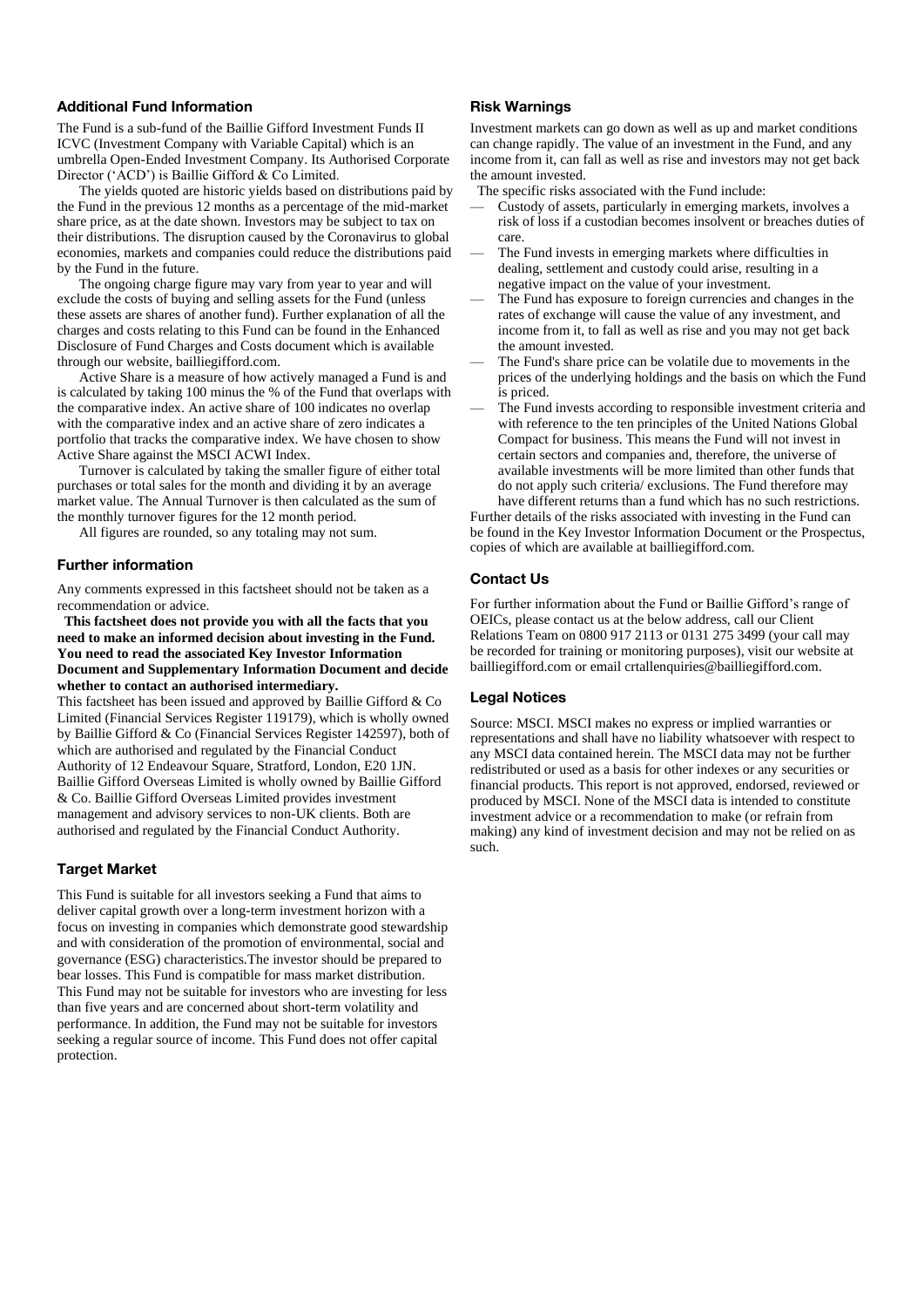### Additional Fund Information

The Fund is a sub-fund of the Baillie Gifford Investment Funds II ICVC (Investment Company with Variable Capital) which is an umbrella Open-Ended Investment Company. Its Authorised Corporate Director ('ACD') is Baillie Gifford & Co Limited.

The yields quoted are historic yields based on distributions paid by the Fund in the previous 12 months as a percentage of the mid-market share price, as at the date shown. Investors may be subject to tax on their distributions. The disruption caused by the Coronavirus to global economies, markets and companies could reduce the distributions paid by the Fund in the future.

The ongoing charge figure may vary from year to year and will exclude the costs of buying and selling assets for the Fund (unless these assets are shares of another fund). Further explanation of all the charges and costs relating to this Fund can be found in the Enhanced Disclosure of Fund Charges and Costs document which is available through our website, bailliegifford.com.

Active Share is a measure of how actively managed a Fund is and is calculated by taking 100 minus the % of the Fund that overlaps with the comparative index. An active share of 100 indicates no overlap with the comparative index and an active share of zero indicates a portfolio that tracks the comparative index. We have chosen to show Active Share against the MSCI ACWI Index.

Turnover is calculated by taking the smaller figure of either total purchases or total sales for the month and dividing it by an average market value. The Annual Turnover is then calculated as the sum of the monthly turnover figures for the 12 month period.

All figures are rounded, so any totaling may not sum.

### Further information

Any comments expressed in this factsheet should not be taken as a recommendation or advice.

**This factsheet does not provide you with all the facts that you need to make an informed decision about investing in the Fund. You need to read the associated Key Investor Information Document and Supplementary Information Document and decide whether to contact an authorised intermediary.**

This factsheet has been issued and approved by Baillie Gifford & Co Limited (Financial Services Register 119179), which is wholly owned by Baillie Gifford & Co (Financial Services Register 142597), both of which are authorised and regulated by the Financial Conduct Authority of 12 Endeavour Square, Stratford, London, E20 1JN. Baillie Gifford Overseas Limited is wholly owned by Baillie Gifford & Co. Baillie Gifford Overseas Limited provides investment management and advisory services to non-UK clients. Both are authorised and regulated by the Financial Conduct Authority.

### Target Market

This Fund is suitable for all investors seeking a Fund that aims to deliver capital growth over a long-term investment horizon with a focus on investing in companies which demonstrate good stewardship and with consideration of the promotion of environmental, social and governance (ESG) characteristics.The investor should be prepared to bear losses. This Fund is compatible for mass market distribution. This Fund may not be suitable for investors who are investing for less than five years and are concerned about short-term volatility and performance. In addition, the Fund may not be suitable for investors seeking a regular source of income. This Fund does not offer capital protection.

### Risk Warnings

Investment markets can go down as well as up and market conditions can change rapidly. The value of an investment in the Fund, and any income from it, can fall as well as rise and investors may not get back the amount invested.

The specific risks associated with the Fund include:

- Custody of assets, particularly in emerging markets, involves a risk of loss if a custodian becomes insolvent or breaches duties of care.
- The Fund invests in emerging markets where difficulties in dealing, settlement and custody could arise, resulting in a negative impact on the value of your investment.
- The Fund has exposure to foreign currencies and changes in the rates of exchange will cause the value of any investment, and income from it, to fall as well as rise and you may not get back the amount invested.
- The Fund's share price can be volatile due to movements in the prices of the underlying holdings and the basis on which the Fund is priced.
- The Fund invests according to responsible investment criteria and with reference to the ten principles of the United Nations Global Compact for business. This means the Fund will not invest in certain sectors and companies and, therefore, the universe of available investments will be more limited than other funds that do not apply such criteria/ exclusions. The Fund therefore may have different returns than a fund which has no such restrictions.

Further details of the risks associated with investing in the Fund can be found in the Key Investor Information Document or the Prospectus, copies of which are available at bailliegifford.com.

### Contact Us

For further information about the Fund or Baillie Gifford's range of OEICs, please contact us at the below address, call our Client Relations Team on 0800 917 2113 or 0131 275 3499 (your call may be recorded for training or monitoring purposes), visit our website at bailliegifford.com or email crtallenquiries@bailliegifford.com.

### Legal Notices

Source: MSCI. MSCI makes no express or implied warranties or representations and shall have no liability whatsoever with respect to any MSCI data contained herein. The MSCI data may not be further redistributed or used as a basis for other indexes or any securities or financial products. This report is not approved, endorsed, reviewed or produced by MSCI. None of the MSCI data is intended to constitute investment advice or a recommendation to make (or refrain from making) any kind of investment decision and may not be relied on as such.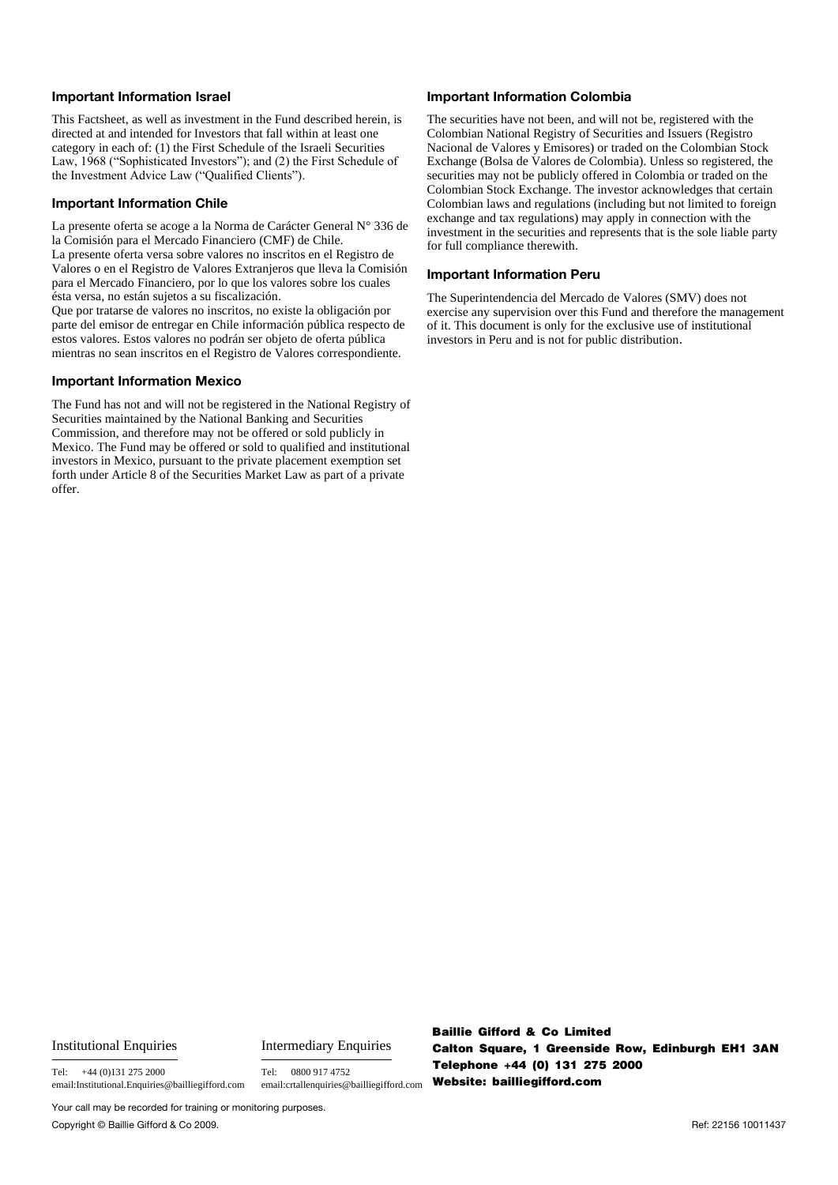### Important Information Israel

This Factsheet, as well as investment in the Fund described herein, is directed at and intended for Investors that fall within at least one category in each of: (1) the First Schedule of the Israeli Securities Law, 1968 ("Sophisticated Investors"); and (2) the First Schedule of the Investment Advice Law ("Qualified Clients").

### Important Information Chile

La presente oferta se acoge a la Norma de Carácter General N° 336 de la Comisión para el Mercado Financiero (CMF) de Chile.
La presente oferta versa sobre valores no inscritos en el Registro de Valores o en el Registro de Valores Extranjeros que lleva la Comisión para el Mercado Financiero, por lo que los valores sobre los cuales ésta versa, no están sujetos a su fiscalización.
Que por tratarse de valores no inscritos, no existe la obligación por parte del emisor de entregar en Chile información pública respecto de estos valores. Estos valores no podrán ser objeto de oferta pública mientras no sean inscritos en el Registro de Valores correspondiente.

### Important Information Mexico

The Fund has not and will not be registered in the National Registry of Securities maintained by the National Banking and Securities Commission, and therefore may not be offered or sold publicly in Mexico. The Fund may be offered or sold to qualified and institutional investors in Mexico, pursuant to the private placement exemption set forth under Article 8 of the Securities Market Law as part of a private offer.

### Important Information Colombia

The securities have not been, and will not be, registered with the Colombian National Registry of Securities and Issuers (Registro Nacional de Valores y Emisores) or traded on the Colombian Stock Exchange (Bolsa de Valores de Colombia). Unless so registered, the securities may not be publicly offered in Colombia or traded on the Colombian Stock Exchange. The investor acknowledges that certain Colombian laws and regulations (including but not limited to foreign exchange and tax regulations) may apply in connection with the investment in the securities and represents that is the sole liable party for full compliance therewith.

### Important Information Peru

The Superintendencia del Mercado de Valores (SMV) does not exercise any supervision over this Fund and therefore the management of it. This document is only for the exclusive use of institutional investors in Peru and is not for public distribution.

Institutional Enquiries

Tel: +44 (0)131 275 2000
email:Institutional.Enquiries@bailliegifford.com

Intermediary Enquiries

Tel: 0800 917 4752
email:crtallenquiries@bailliegifford.com

**Baillie Gifford & Co Limited**
**Calton Square, 1 Greenside Row, Edinburgh EH1 3AN**
**Telephone +44 (0) 131 275 2000**
**Website: bailliegifford.com**

Your call may be recorded for training or monitoring purposes.

Copyright © Baillie Gifford & Co 2009.

Ref: 22156 10011437